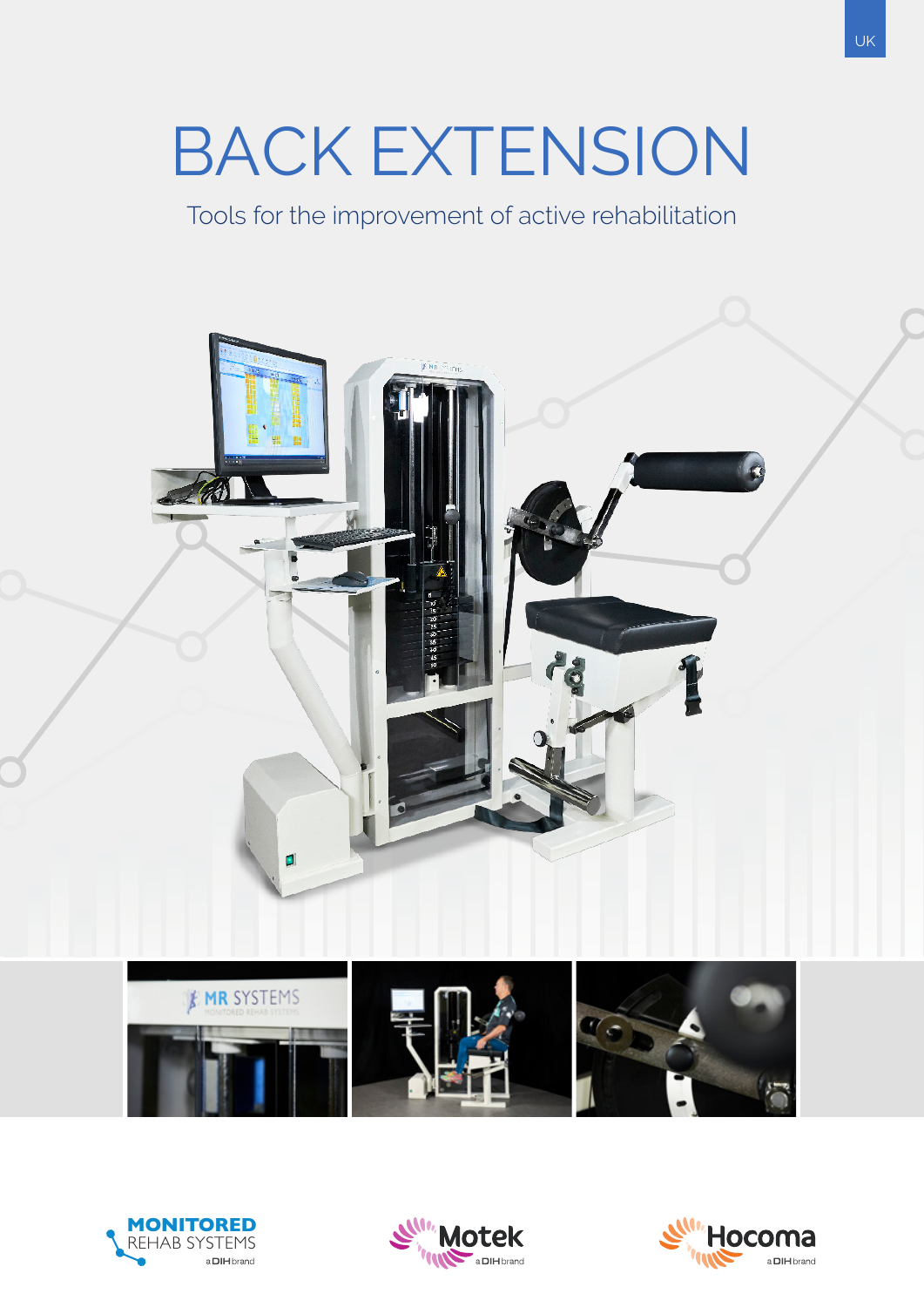UK

# BACK EXTENSION

Tools for the improvement of active rehabilitation

MONITORED REHAB SYSTEMS a DIH brand

Motek a DIH brand

Hocoma a DIH brand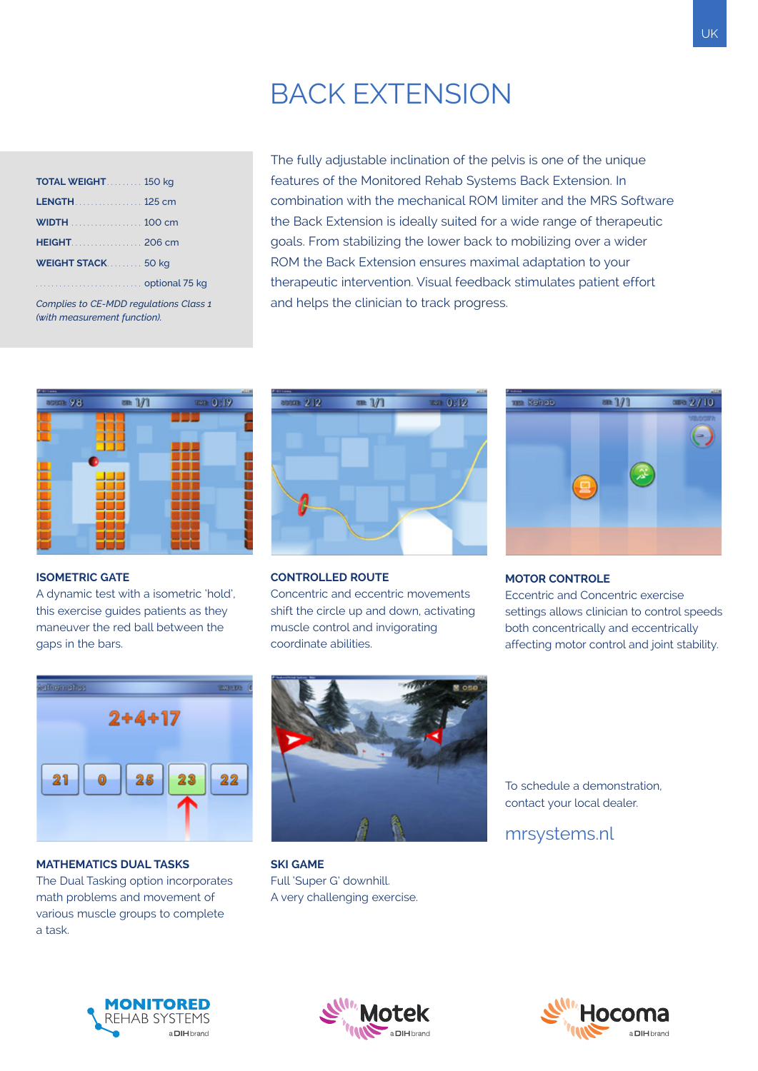# BACK EXTENSION

| | |
|---|---|
| **TOTAL WEIGHT** | 150 kg |
| **LENGTH** | 125 cm |
| **WIDTH** | 100 cm |
| **HEIGHT** | 206 cm |
| **WEIGHT STACK** | 50 kg |
| | optional 75 kg |

*Complies to CE-MDD regulations Class 1 (with measurement function).*

The fully adjustable inclination of the pelvis is one of the unique features of the Monitored Rehab Systems Back Extension. In combination with the mechanical ROM limiter and the MRS Software the Back Extension is ideally suited for a wide range of therapeutic goals. From stabilizing the lower back to mobilizing over a wider ROM the Back Extension ensures maximal adaptation to your therapeutic intervention. Visual feedback stimulates patient effort and helps the clinician to track progress.

**ISOMETRIC GATE**
A dynamic test with a isometric 'hold', this exercise guides patients as they maneuver the red ball between the gaps in the bars.

**CONTROLLED ROUTE**
Concentric and eccentric movements shift the circle up and down, activating muscle control and invigorating coordinate abilities.

**MOTOR CONTROLE**
Eccentric and Concentric exercise settings allows clinician to control speeds both concentrically and eccentrically affecting motor control and joint stability.

**MATHEMATICS DUAL TASKS**
The Dual Tasking option incorporates math problems and movement of various muscle groups to complete a task.

**SKI GAME**
Full 'Super G' downhill.
A very challenging exercise.

To schedule a demonstration, contact your local dealer.

mrsystems.nl

MONITORED REHAB SYSTEMS a DIH brand

Motek a DIH brand

Hocoma a DIH brand